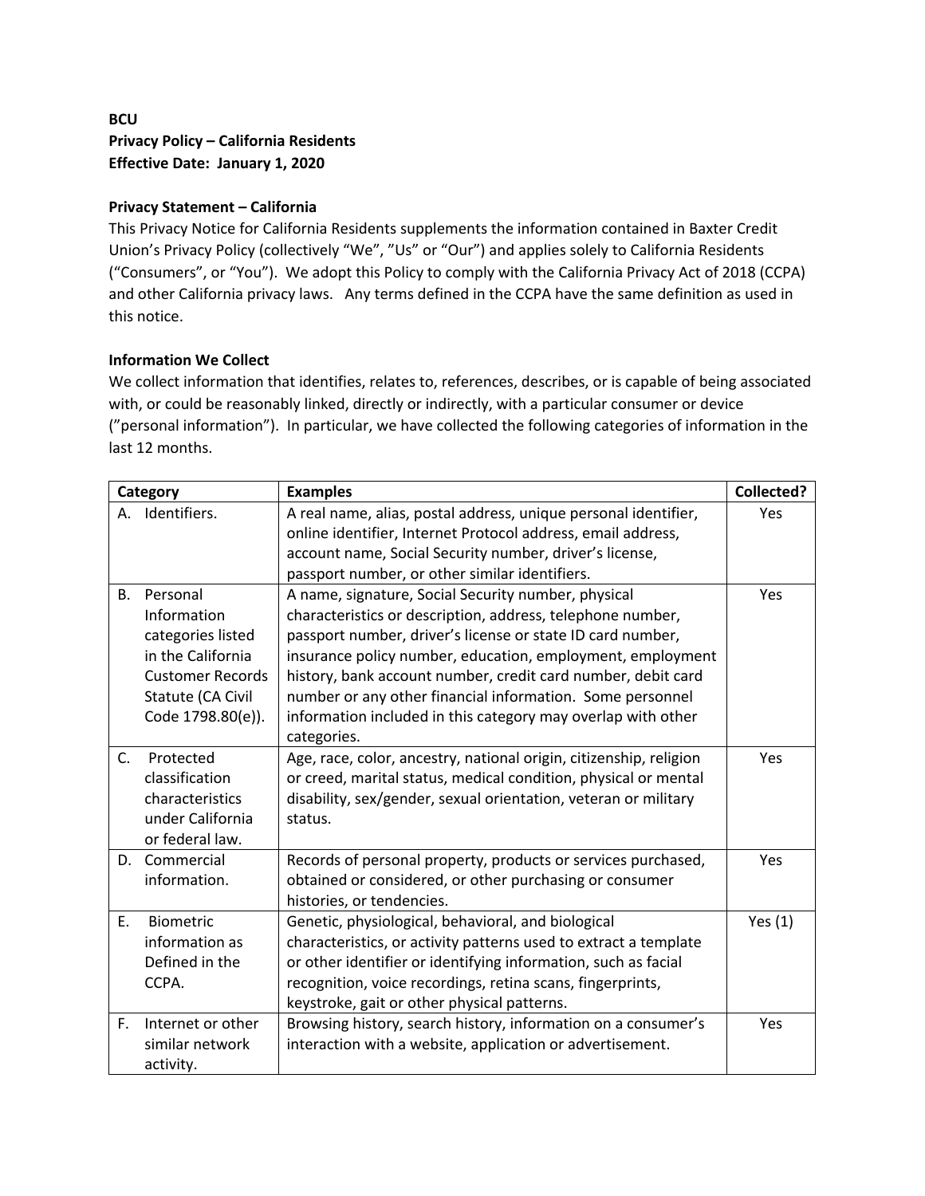**BCU**
**Privacy Policy – California Residents**
**Effective Date: January 1, 2020**

**Privacy Statement – California**

This Privacy Notice for California Residents supplements the information contained in Baxter Credit Union's Privacy Policy (collectively "We", "Us" or "Our") and applies solely to California Residents ("Consumers", or "You"). We adopt this Policy to comply with the California Privacy Act of 2018 (CCPA) and other California privacy laws. Any terms defined in the CCPA have the same definition as used in this notice.

**Information We Collect**

We collect information that identifies, relates to, references, describes, or is capable of being associated with, or could be reasonably linked, directly or indirectly, with a particular consumer or device ("personal information"). In particular, we have collected the following categories of information in the last 12 months.

| Category | Examples | Collected? |
|---|---|---|
| A. Identifiers. | A real name, alias, postal address, unique personal identifier, online identifier, Internet Protocol address, email address, account name, Social Security number, driver's license, passport number, or other similar identifiers. | Yes |
| B. Personal Information categories listed in the California Customer Records Statute (CA Civil Code 1798.80(e)). | A name, signature, Social Security number, physical characteristics or description, address, telephone number, passport number, driver's license or state ID card number, insurance policy number, education, employment, employment history, bank account number, credit card number, debit card number or any other financial information. Some personnel information included in this category may overlap with other categories. | Yes |
| C. Protected classification characteristics under California or federal law. | Age, race, color, ancestry, national origin, citizenship, religion or creed, marital status, medical condition, physical or mental disability, sex/gender, sexual orientation, veteran or military status. | Yes |
| D. Commercial information. | Records of personal property, products or services purchased, obtained or considered, or other purchasing or consumer histories, or tendencies. | Yes |
| E. Biometric information as Defined in the CCPA. | Genetic, physiological, behavioral, and biological characteristics, or activity patterns used to extract a template or other identifier or identifying information, such as facial recognition, voice recordings, retina scans, fingerprints, keystroke, gait or other physical patterns. | Yes (1) |
| F. Internet or other similar network activity. | Browsing history, search history, information on a consumer's interaction with a website, application or advertisement. | Yes |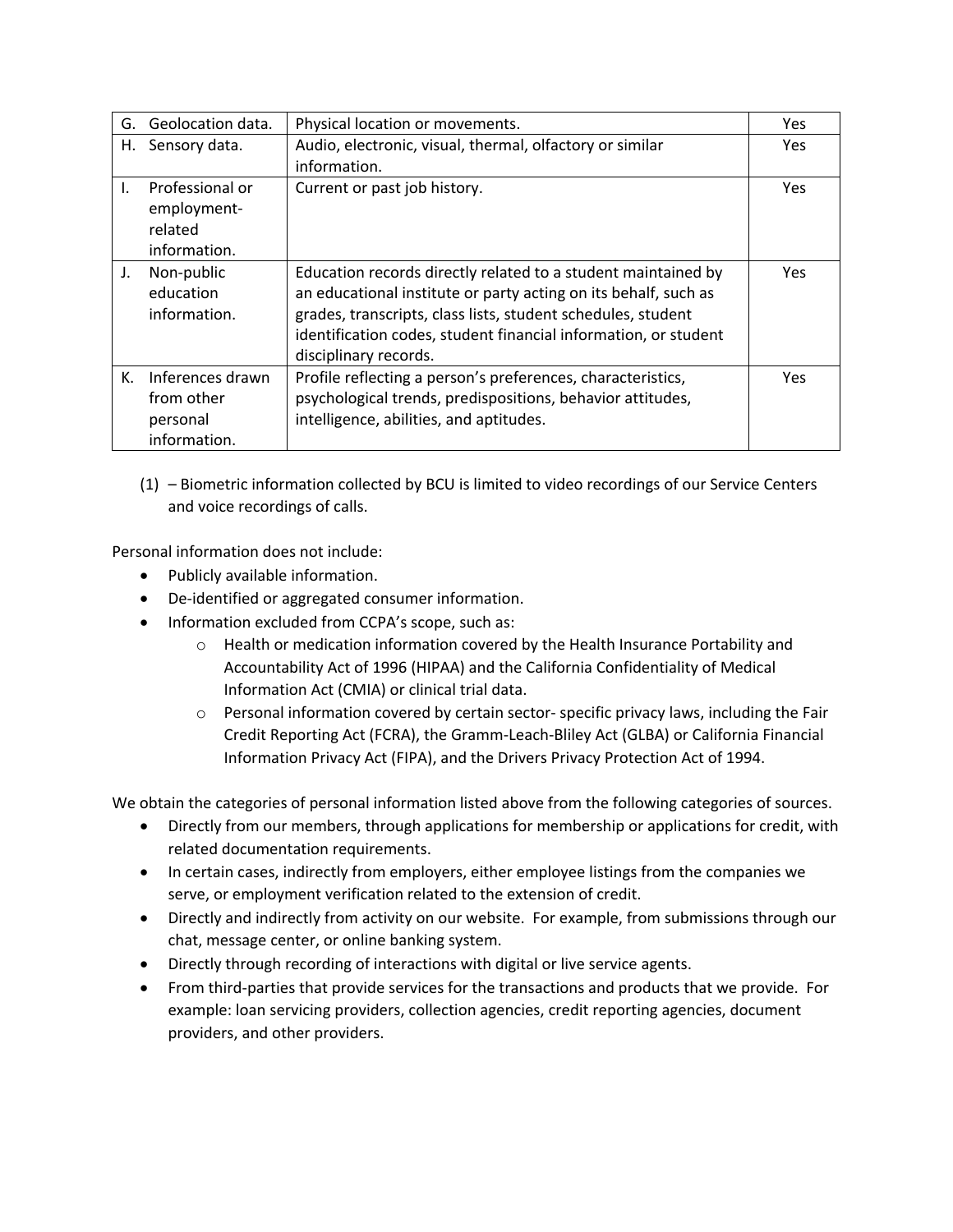| | | |
|---|---|---|
| G. Geolocation data. | Physical location or movements. | Yes |
| H. Sensory data. | Audio, electronic, visual, thermal, olfactory or similar information. | Yes |
| I. Professional or employment-related information. | Current or past job history. | Yes |
| J. Non-public education information. | Education records directly related to a student maintained by an educational institute or party acting on its behalf, such as grades, transcripts, class lists, student schedules, student identification codes, student financial information, or student disciplinary records. | Yes |
| K. Inferences drawn from other personal information. | Profile reflecting a person's preferences, characteristics, psychological trends, predispositions, behavior attitudes, intelligence, abilities, and aptitudes. | Yes |

(1) – Biometric information collected by BCU is limited to video recordings of our Service Centers and voice recordings of calls.

Personal information does not include:

- Publicly available information.
- De-identified or aggregated consumer information.
- Information excluded from CCPA's scope, such as:
  - Health or medication information covered by the Health Insurance Portability and Accountability Act of 1996 (HIPAA) and the California Confidentiality of Medical Information Act (CMIA) or clinical trial data.
  - Personal information covered by certain sector- specific privacy laws, including the Fair Credit Reporting Act (FCRA), the Gramm-Leach-Bliley Act (GLBA) or California Financial Information Privacy Act (FIPA), and the Drivers Privacy Protection Act of 1994.

We obtain the categories of personal information listed above from the following categories of sources.

- Directly from our members, through applications for membership or applications for credit, with related documentation requirements.
- In certain cases, indirectly from employers, either employee listings from the companies we serve, or employment verification related to the extension of credit.
- Directly and indirectly from activity on our website. For example, from submissions through our chat, message center, or online banking system.
- Directly through recording of interactions with digital or live service agents.
- From third-parties that provide services for the transactions and products that we provide. For example: loan servicing providers, collection agencies, credit reporting agencies, document providers, and other providers.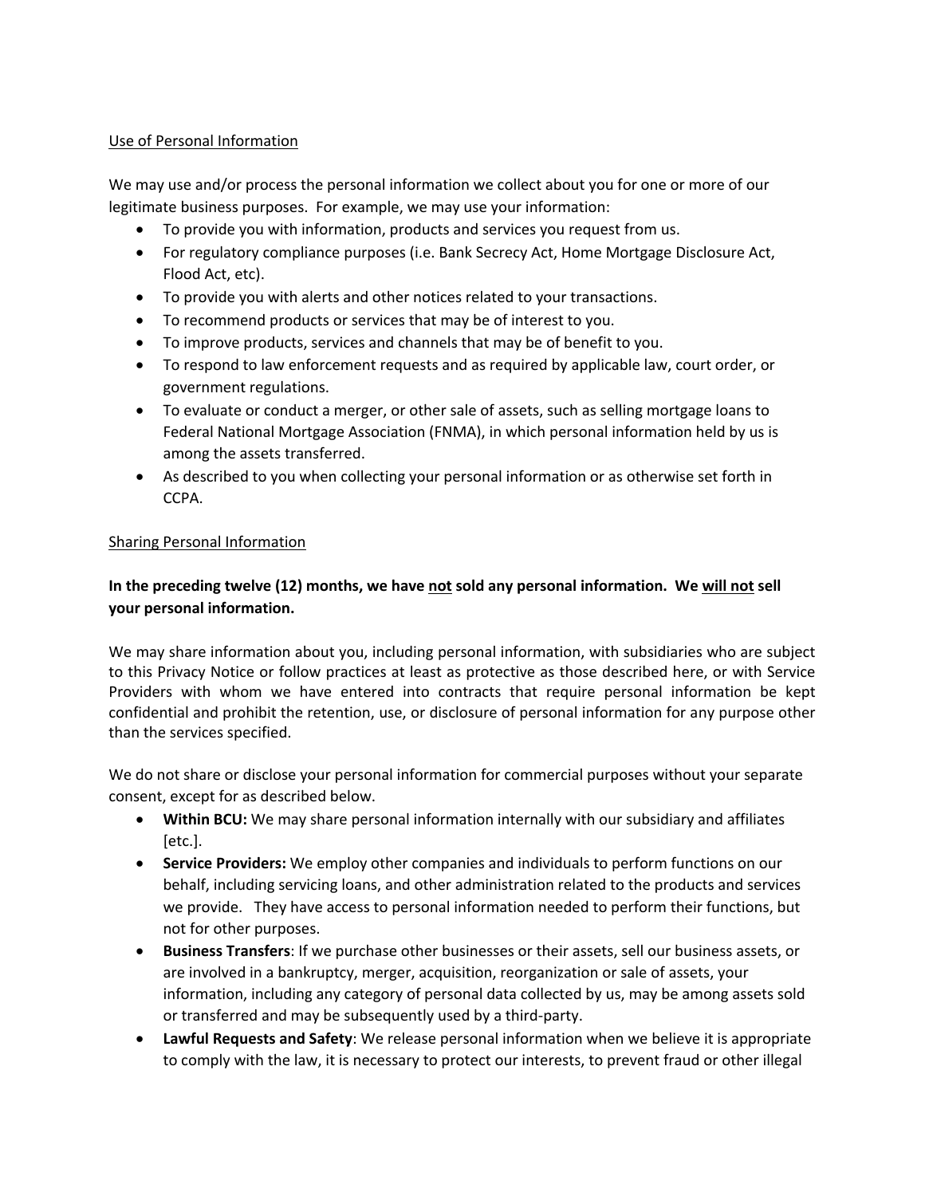Use of Personal Information

We may use and/or process the personal information we collect about you for one or more of our legitimate business purposes. For example, we may use your information:

- To provide you with information, products and services you request from us.
- For regulatory compliance purposes (i.e. Bank Secrecy Act, Home Mortgage Disclosure Act, Flood Act, etc).
- To provide you with alerts and other notices related to your transactions.
- To recommend products or services that may be of interest to you.
- To improve products, services and channels that may be of benefit to you.
- To respond to law enforcement requests and as required by applicable law, court order, or government regulations.
- To evaluate or conduct a merger, or other sale of assets, such as selling mortgage loans to Federal National Mortgage Association (FNMA), in which personal information held by us is among the assets transferred.
- As described to you when collecting your personal information or as otherwise set forth in CCPA.

Sharing Personal Information

**In the preceding twelve (12) months, we have not sold any personal information. We will not sell your personal information.**

We may share information about you, including personal information, with subsidiaries who are subject to this Privacy Notice or follow practices at least as protective as those described here, or with Service Providers with whom we have entered into contracts that require personal information be kept confidential and prohibit the retention, use, or disclosure of personal information for any purpose other than the services specified.

We do not share or disclose your personal information for commercial purposes without your separate consent, except for as described below.

- **Within BCU:** We may share personal information internally with our subsidiary and affiliates [etc.].
- **Service Providers:** We employ other companies and individuals to perform functions on our behalf, including servicing loans, and other administration related to the products and services we provide. They have access to personal information needed to perform their functions, but not for other purposes.
- **Business Transfers**: If we purchase other businesses or their assets, sell our business assets, or are involved in a bankruptcy, merger, acquisition, reorganization or sale of assets, your information, including any category of personal data collected by us, may be among assets sold or transferred and may be subsequently used by a third-party.
- **Lawful Requests and Safety**: We release personal information when we believe it is appropriate to comply with the law, it is necessary to protect our interests, to prevent fraud or other illegal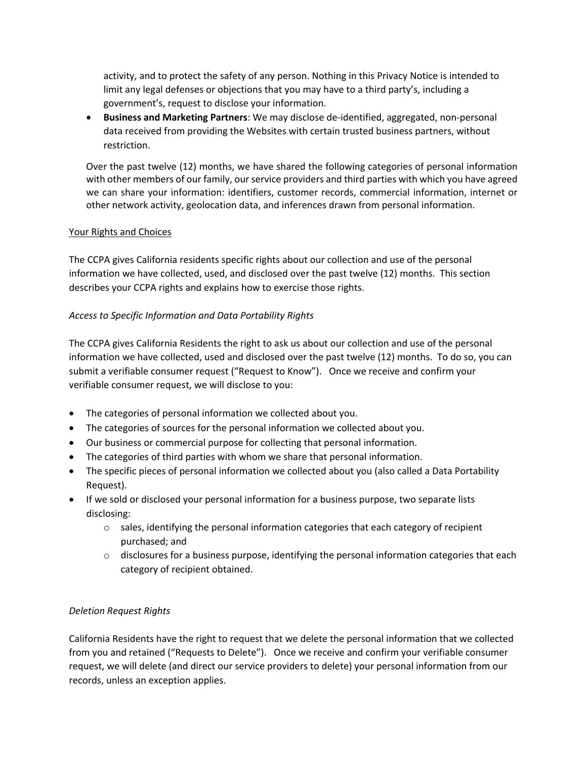activity, and to protect the safety of any person. Nothing in this Privacy Notice is intended to limit any legal defenses or objections that you may have to a third party's, including a government's, request to disclose your information.

- **Business and Marketing Partners**: We may disclose de-identified, aggregated, non-personal data received from providing the Websites with certain trusted business partners, without restriction.

Over the past twelve (12) months, we have shared the following categories of personal information with other members of our family, our service providers and third parties with which you have agreed we can share your information: identifiers, customer records, commercial information, internet or other network activity, geolocation data, and inferences drawn from personal information.

Your Rights and Choices

The CCPA gives California residents specific rights about our collection and use of the personal information we have collected, used, and disclosed over the past twelve (12) months. This section describes your CCPA rights and explains how to exercise those rights.

*Access to Specific Information and Data Portability Rights*

The CCPA gives California Residents the right to ask us about our collection and use of the personal information we have collected, used and disclosed over the past twelve (12) months. To do so, you can submit a verifiable consumer request ("Request to Know"). Once we receive and confirm your verifiable consumer request, we will disclose to you:

- The categories of personal information we collected about you.
- The categories of sources for the personal information we collected about you.
- Our business or commercial purpose for collecting that personal information.
- The categories of third parties with whom we share that personal information.
- The specific pieces of personal information we collected about you (also called a Data Portability Request).
- If we sold or disclosed your personal information for a business purpose, two separate lists disclosing:
  - sales, identifying the personal information categories that each category of recipient purchased; and
  - disclosures for a business purpose, identifying the personal information categories that each category of recipient obtained.

*Deletion Request Rights*

California Residents have the right to request that we delete the personal information that we collected from you and retained ("Requests to Delete"). Once we receive and confirm your verifiable consumer request, we will delete (and direct our service providers to delete) your personal information from our records, unless an exception applies.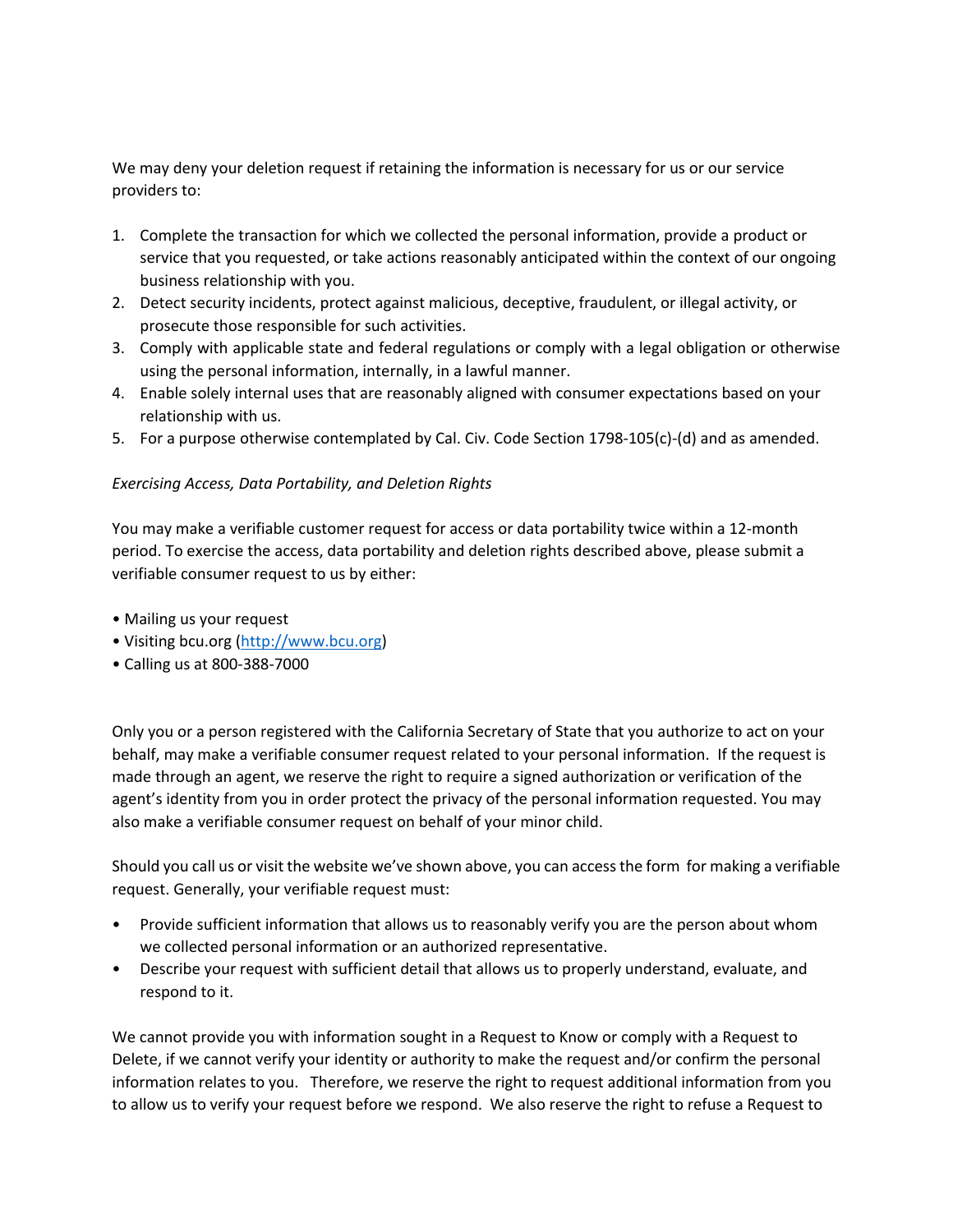We may deny your deletion request if retaining the information is necessary for us or our service providers to:

1. Complete the transaction for which we collected the personal information, provide a product or service that you requested, or take actions reasonably anticipated within the context of our ongoing business relationship with you.
2. Detect security incidents, protect against malicious, deceptive, fraudulent, or illegal activity, or prosecute those responsible for such activities.
3. Comply with applicable state and federal regulations or comply with a legal obligation or otherwise using the personal information, internally, in a lawful manner.
4. Enable solely internal uses that are reasonably aligned with consumer expectations based on your relationship with us.
5. For a purpose otherwise contemplated by Cal. Civ. Code Section 1798-105(c)-(d) and as amended.

*Exercising Access, Data Portability, and Deletion Rights*

You may make a verifiable customer request for access or data portability twice within a 12-month period. To exercise the access, data portability and deletion rights described above, please submit a verifiable consumer request to us by either:

• Mailing us your request
• Visiting bcu.org ([http://www.bcu.org](http://www.bcu.org))
• Calling us at 800-388-7000

Only you or a person registered with the California Secretary of State that you authorize to act on your behalf, may make a verifiable consumer request related to your personal information. If the request is made through an agent, we reserve the right to require a signed authorization or verification of the agent's identity from you in order protect the privacy of the personal information requested. You may also make a verifiable consumer request on behalf of your minor child.

Should you call us or visit the website we've shown above, you can access the form for making a verifiable request. Generally, your verifiable request must:

- Provide sufficient information that allows us to reasonably verify you are the person about whom we collected personal information or an authorized representative.
- Describe your request with sufficient detail that allows us to properly understand, evaluate, and respond to it.

We cannot provide you with information sought in a Request to Know or comply with a Request to Delete, if we cannot verify your identity or authority to make the request and/or confirm the personal information relates to you. Therefore, we reserve the right to request additional information from you to allow us to verify your request before we respond. We also reserve the right to refuse a Request to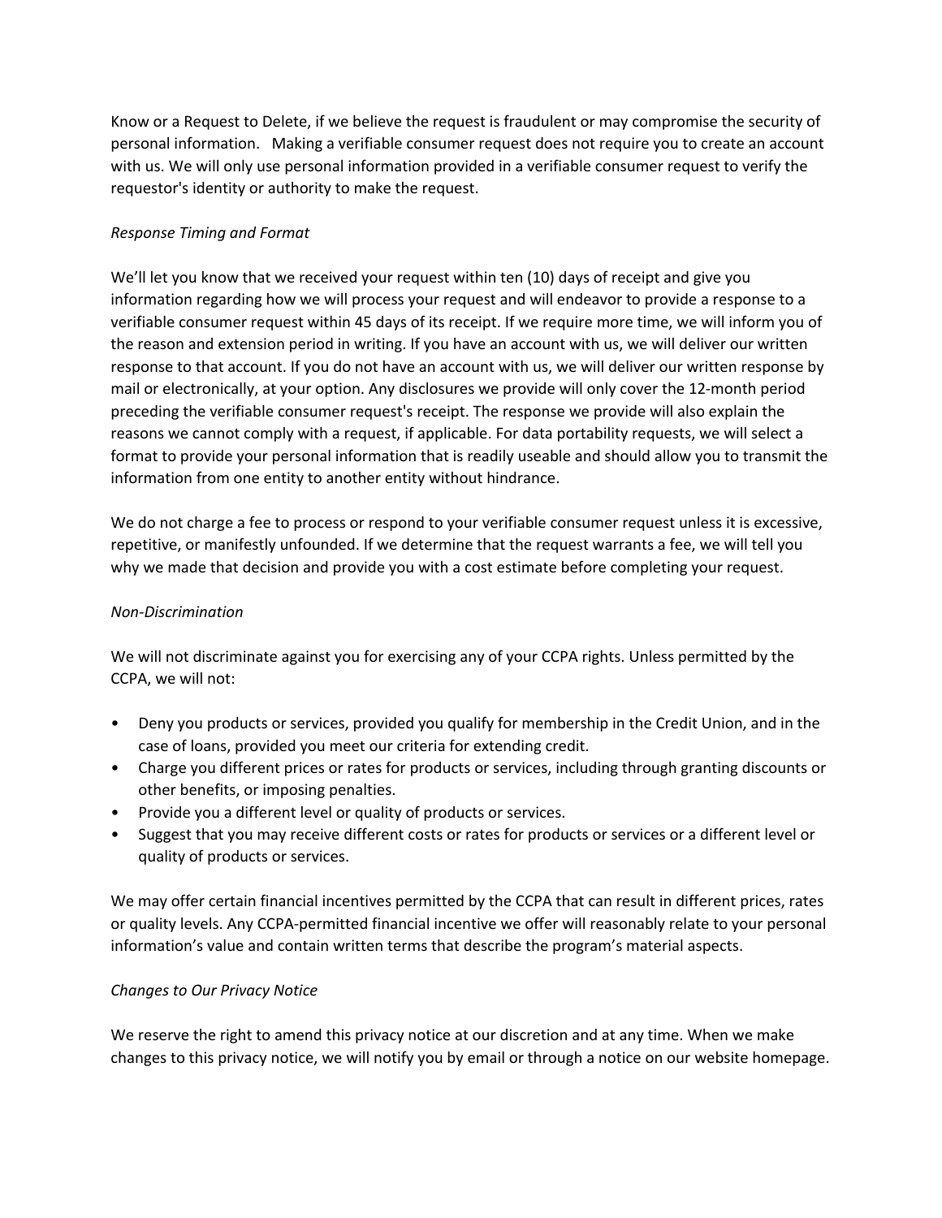Know or a Request to Delete, if we believe the request is fraudulent or may compromise the security of personal information. Making a verifiable consumer request does not require you to create an account with us. We will only use personal information provided in a verifiable consumer request to verify the requestor's identity or authority to make the request.

*Response Timing and Format*

We'll let you know that we received your request within ten (10) days of receipt and give you information regarding how we will process your request and will endeavor to provide a response to a verifiable consumer request within 45 days of its receipt. If we require more time, we will inform you of the reason and extension period in writing. If you have an account with us, we will deliver our written response to that account. If you do not have an account with us, we will deliver our written response by mail or electronically, at your option. Any disclosures we provide will only cover the 12-month period preceding the verifiable consumer request's receipt. The response we provide will also explain the reasons we cannot comply with a request, if applicable. For data portability requests, we will select a format to provide your personal information that is readily useable and should allow you to transmit the information from one entity to another entity without hindrance.

We do not charge a fee to process or respond to your verifiable consumer request unless it is excessive, repetitive, or manifestly unfounded. If we determine that the request warrants a fee, we will tell you why we made that decision and provide you with a cost estimate before completing your request.

*Non-Discrimination*

We will not discriminate against you for exercising any of your CCPA rights. Unless permitted by the CCPA, we will not:

- Deny you products or services, provided you qualify for membership in the Credit Union, and in the case of loans, provided you meet our criteria for extending credit.
- Charge you different prices or rates for products or services, including through granting discounts or other benefits, or imposing penalties.
- Provide you a different level or quality of products or services.
- Suggest that you may receive different costs or rates for products or services or a different level or quality of products or services.

We may offer certain financial incentives permitted by the CCPA that can result in different prices, rates or quality levels. Any CCPA-permitted financial incentive we offer will reasonably relate to your personal information's value and contain written terms that describe the program's material aspects.

*Changes to Our Privacy Notice*

We reserve the right to amend this privacy notice at our discretion and at any time. When we make changes to this privacy notice, we will notify you by email or through a notice on our website homepage.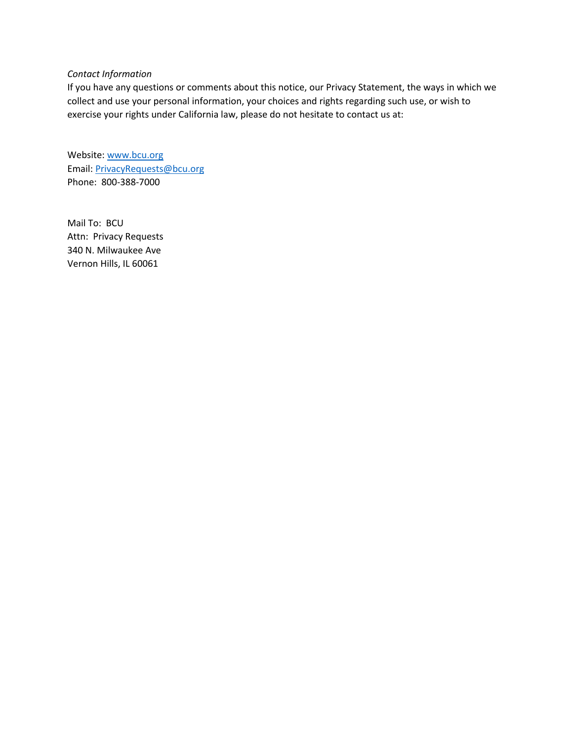*Contact Information*

If you have any questions or comments about this notice, our Privacy Statement, the ways in which we collect and use your personal information, your choices and rights regarding such use, or wish to exercise your rights under California law, please do not hesitate to contact us at:

Website: www.bcu.org
Email: PrivacyRequests@bcu.org
Phone: 800-388-7000

Mail To: BCU
Attn: Privacy Requests
340 N. Milwaukee Ave
Vernon Hills, IL 60061